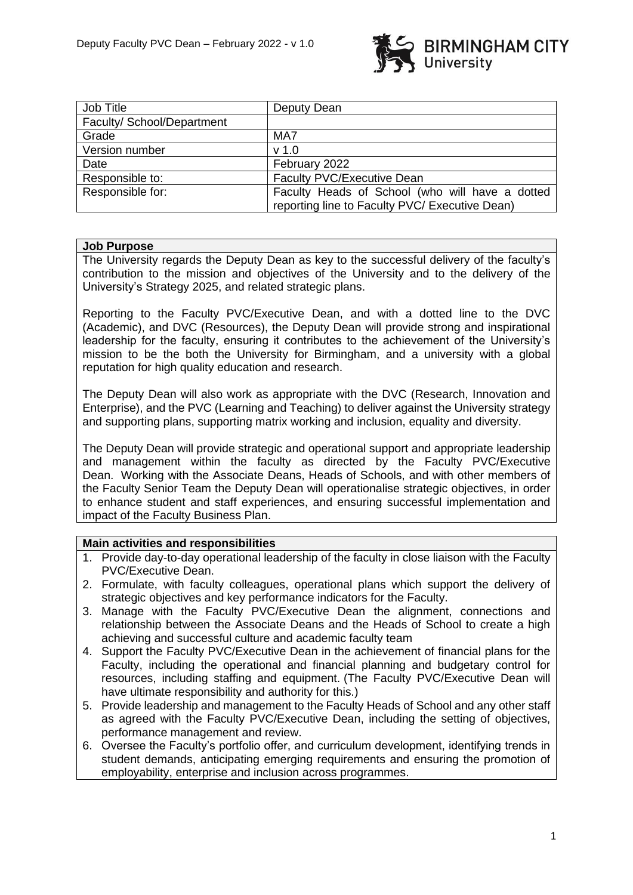| Job Title | Deputy Dean |
|---|---|
| Faculty/ School/Department | |
| Grade | MA7 |
| Version number | v 1.0 |
| Date | February 2022 |
| Responsible to: | Faculty PVC/Executive Dean |
| Responsible for: | Faculty Heads of School (who will have a dotted reporting line to Faculty PVC/ Executive Dean) |

**Job Purpose**

The University regards the Deputy Dean as key to the successful delivery of the faculty's contribution to the mission and objectives of the University and to the delivery of the University's Strategy 2025, and related strategic plans.

Reporting to the Faculty PVC/Executive Dean, and with a dotted line to the DVC (Academic), and DVC (Resources), the Deputy Dean will provide strong and inspirational leadership for the faculty, ensuring it contributes to the achievement of the University's mission to be the both the University for Birmingham, and a university with a global reputation for high quality education and research.

The Deputy Dean will also work as appropriate with the DVC (Research, Innovation and Enterprise), and the PVC (Learning and Teaching) to deliver against the University strategy and supporting plans, supporting matrix working and inclusion, equality and diversity.

The Deputy Dean will provide strategic and operational support and appropriate leadership and management within the faculty as directed by the Faculty PVC/Executive Dean. Working with the Associate Deans, Heads of Schools, and with other members of the Faculty Senior Team the Deputy Dean will operationalise strategic objectives, in order to enhance student and staff experiences, and ensuring successful implementation and impact of the Faculty Business Plan.

**Main activities and responsibilities**

1. Provide day-to-day operational leadership of the faculty in close liaison with the Faculty PVC/Executive Dean.
2. Formulate, with faculty colleagues, operational plans which support the delivery of strategic objectives and key performance indicators for the Faculty.
3. Manage with the Faculty PVC/Executive Dean the alignment, connections and relationship between the Associate Deans and the Heads of School to create a high achieving and successful culture and academic faculty team
4. Support the Faculty PVC/Executive Dean in the achievement of financial plans for the Faculty, including the operational and financial planning and budgetary control for resources, including staffing and equipment. (The Faculty PVC/Executive Dean will have ultimate responsibility and authority for this.)
5. Provide leadership and management to the Faculty Heads of School and any other staff as agreed with the Faculty PVC/Executive Dean, including the setting of objectives, performance management and review.
6. Oversee the Faculty's portfolio offer, and curriculum development, identifying trends in student demands, anticipating emerging requirements and ensuring the promotion of employability, enterprise and inclusion across programmes.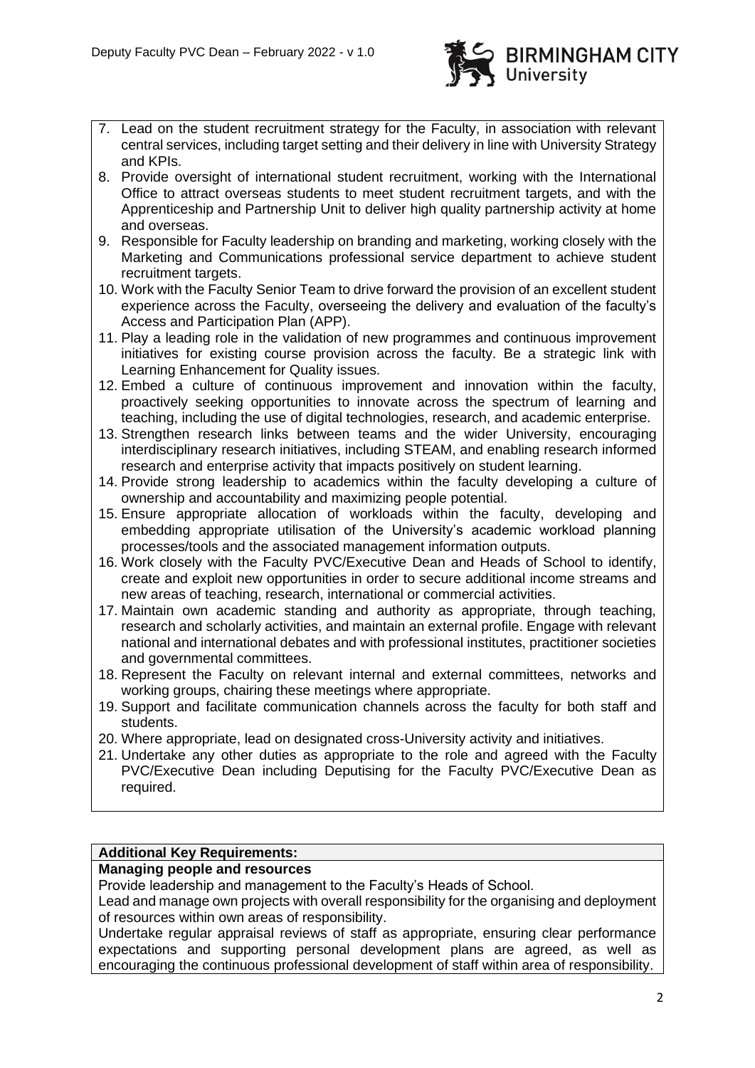7. Lead on the student recruitment strategy for the Faculty, in association with relevant central services, including target setting and their delivery in line with University Strategy and KPIs.
8. Provide oversight of international student recruitment, working with the International Office to attract overseas students to meet student recruitment targets, and with the Apprenticeship and Partnership Unit to deliver high quality partnership activity at home and overseas.
9. Responsible for Faculty leadership on branding and marketing, working closely with the Marketing and Communications professional service department to achieve student recruitment targets.
10. Work with the Faculty Senior Team to drive forward the provision of an excellent student experience across the Faculty, overseeing the delivery and evaluation of the faculty's Access and Participation Plan (APP).
11. Play a leading role in the validation of new programmes and continuous improvement initiatives for existing course provision across the faculty. Be a strategic link with Learning Enhancement for Quality issues.
12. Embed a culture of continuous improvement and innovation within the faculty, proactively seeking opportunities to innovate across the spectrum of learning and teaching, including the use of digital technologies, research, and academic enterprise.
13. Strengthen research links between teams and the wider University, encouraging interdisciplinary research initiatives, including STEAM, and enabling research informed research and enterprise activity that impacts positively on student learning.
14. Provide strong leadership to academics within the faculty developing a culture of ownership and accountability and maximizing people potential.
15. Ensure appropriate allocation of workloads within the faculty, developing and embedding appropriate utilisation of the University's academic workload planning processes/tools and the associated management information outputs.
16. Work closely with the Faculty PVC/Executive Dean and Heads of School to identify, create and exploit new opportunities in order to secure additional income streams and new areas of teaching, research, international or commercial activities.
17. Maintain own academic standing and authority as appropriate, through teaching, research and scholarly activities, and maintain an external profile. Engage with relevant national and international debates and with professional institutes, practitioner societies and governmental committees.
18. Represent the Faculty on relevant internal and external committees, networks and working groups, chairing these meetings where appropriate.
19. Support and facilitate communication channels across the faculty for both staff and students.
20. Where appropriate, lead on designated cross-University activity and initiatives.
21. Undertake any other duties as appropriate to the role and agreed with the Faculty PVC/Executive Dean including Deputising for the Faculty PVC/Executive Dean as required.

**Additional Key Requirements:**

**Managing people and resources**

Provide leadership and management to the Faculty's Heads of School.

Lead and manage own projects with overall responsibility for the organising and deployment of resources within own areas of responsibility.

Undertake regular appraisal reviews of staff as appropriate, ensuring clear performance expectations and supporting personal development plans are agreed, as well as encouraging the continuous professional development of staff within area of responsibility.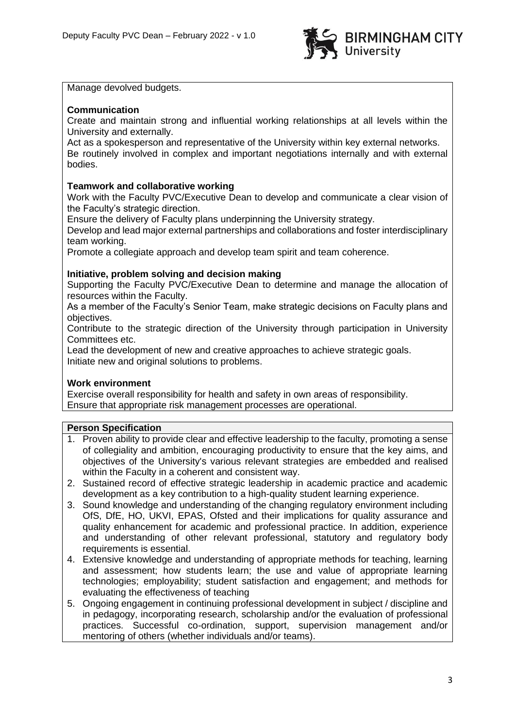Manage devolved budgets.

**Communication**

Create and maintain strong and influential working relationships at all levels within the University and externally.

Act as a spokesperson and representative of the University within key external networks.

Be routinely involved in complex and important negotiations internally and with external bodies.

**Teamwork and collaborative working**

Work with the Faculty PVC/Executive Dean to develop and communicate a clear vision of the Faculty's strategic direction.

Ensure the delivery of Faculty plans underpinning the University strategy.

Develop and lead major external partnerships and collaborations and foster interdisciplinary team working.

Promote a collegiate approach and develop team spirit and team coherence.

**Initiative, problem solving and decision making**

Supporting the Faculty PVC/Executive Dean to determine and manage the allocation of resources within the Faculty.

As a member of the Faculty's Senior Team, make strategic decisions on Faculty plans and objectives.

Contribute to the strategic direction of the University through participation in University Committees etc.

Lead the development of new and creative approaches to achieve strategic goals.

Initiate new and original solutions to problems.

**Work environment**

Exercise overall responsibility for health and safety in own areas of responsibility.

Ensure that appropriate risk management processes are operational.

**Person Specification**

1. Proven ability to provide clear and effective leadership to the faculty, promoting a sense of collegiality and ambition, encouraging productivity to ensure that the key aims, and objectives of the University's various relevant strategies are embedded and realised within the Faculty in a coherent and consistent way.
2. Sustained record of effective strategic leadership in academic practice and academic development as a key contribution to a high-quality student learning experience.
3. Sound knowledge and understanding of the changing regulatory environment including OfS, DfE, HO, UKVI, EPAS, Ofsted and their implications for quality assurance and quality enhancement for academic and professional practice. In addition, experience and understanding of other relevant professional, statutory and regulatory body requirements is essential.
4. Extensive knowledge and understanding of appropriate methods for teaching, learning and assessment; how students learn; the use and value of appropriate learning technologies; employability; student satisfaction and engagement; and methods for evaluating the effectiveness of teaching
5. Ongoing engagement in continuing professional development in subject / discipline and in pedagogy, incorporating research, scholarship and/or the evaluation of professional practices. Successful co-ordination, support, supervision management and/or mentoring of others (whether individuals and/or teams).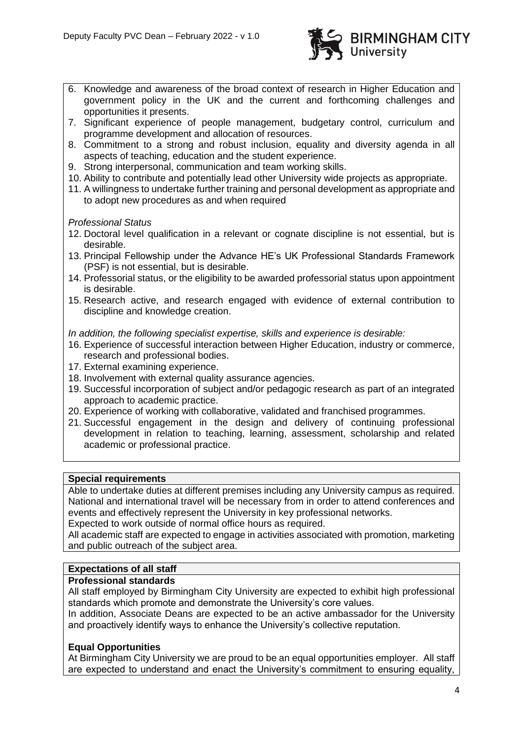6. Knowledge and awareness of the broad context of research in Higher Education and government policy in the UK and the current and forthcoming challenges and opportunities it presents.
7. Significant experience of people management, budgetary control, curriculum and programme development and allocation of resources.
8. Commitment to a strong and robust inclusion, equality and diversity agenda in all aspects of teaching, education and the student experience.
9. Strong interpersonal, communication and team working skills.
10. Ability to contribute and potentially lead other University wide projects as appropriate.
11. A willingness to undertake further training and personal development as appropriate and to adopt new procedures as and when required

*Professional Status*

12. Doctoral level qualification in a relevant or cognate discipline is not essential, but is desirable.
13. Principal Fellowship under the Advance HE's UK Professional Standards Framework (PSF) is not essential, but is desirable.
14. Professorial status, or the eligibility to be awarded professorial status upon appointment is desirable.
15. Research active, and research engaged with evidence of external contribution to discipline and knowledge creation.

*In addition, the following specialist expertise, skills and experience is desirable:*

16. Experience of successful interaction between Higher Education, industry or commerce, research and professional bodies.
17. External examining experience.
18. Involvement with external quality assurance agencies.
19. Successful incorporation of subject and/or pedagogic research as part of an integrated approach to academic practice.
20. Experience of working with collaborative, validated and franchised programmes.
21. Successful engagement in the design and delivery of continuing professional development in relation to teaching, learning, assessment, scholarship and related academic or professional practice.

**Special requirements**

Able to undertake duties at different premises including any University campus as required. National and international travel will be necessary from in order to attend conferences and events and effectively represent the University in key professional networks.

Expected to work outside of normal office hours as required.

All academic staff are expected to engage in activities associated with promotion, marketing and public outreach of the subject area.

**Expectations of all staff**

**Professional standards**

All staff employed by Birmingham City University are expected to exhibit high professional standards which promote and demonstrate the University's core values.

In addition, Associate Deans are expected to be an active ambassador for the University and proactively identify ways to enhance the University's collective reputation.

**Equal Opportunities**

At Birmingham City University we are proud to be an equal opportunities employer. All staff are expected to understand and enact the University's commitment to ensuring equality,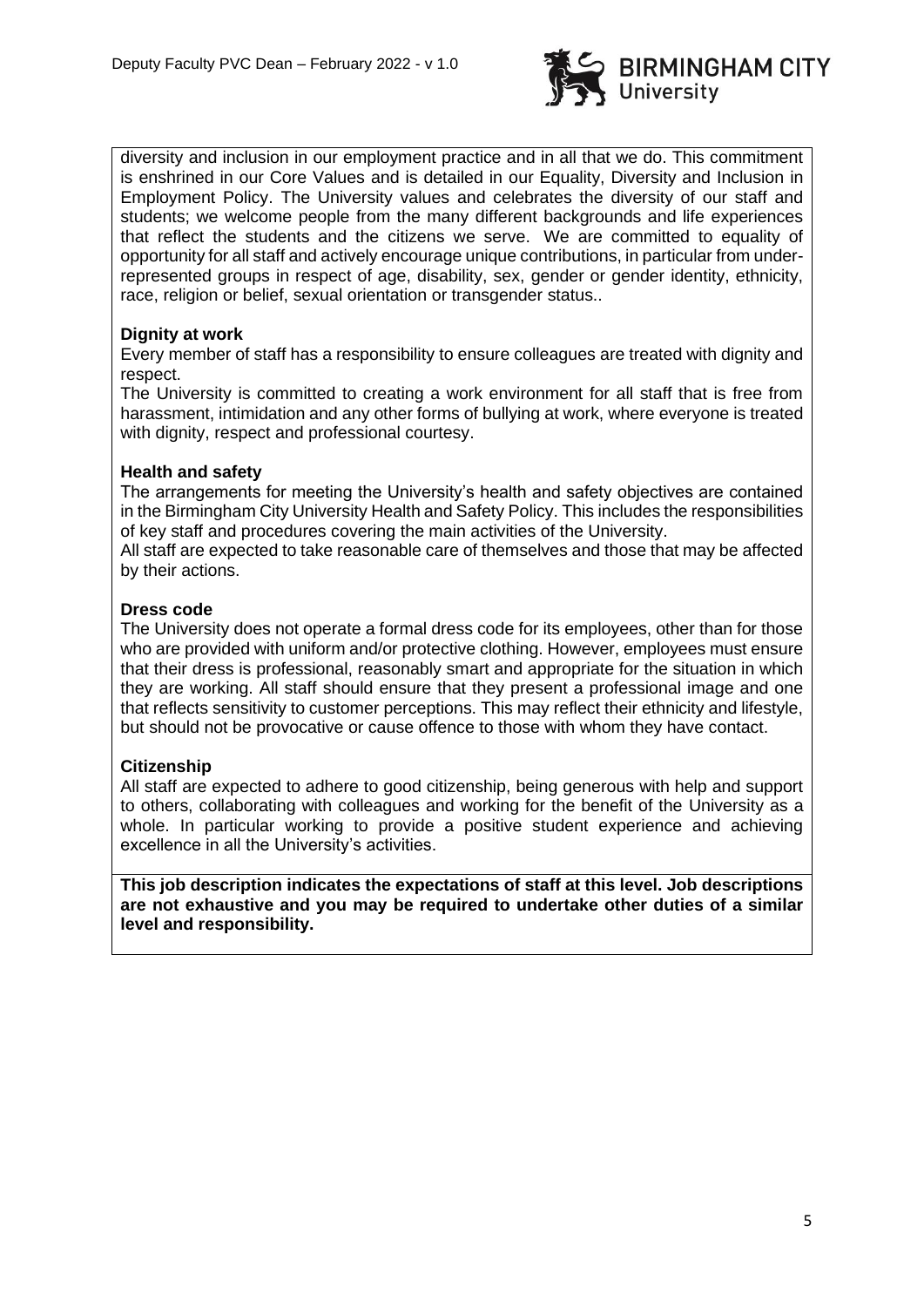diversity and inclusion in our employment practice and in all that we do. This commitment is enshrined in our Core Values and is detailed in our Equality, Diversity and Inclusion in Employment Policy. The University values and celebrates the diversity of our staff and students; we welcome people from the many different backgrounds and life experiences that reflect the students and the citizens we serve. We are committed to equality of opportunity for all staff and actively encourage unique contributions, in particular from under-represented groups in respect of age, disability, sex, gender or gender identity, ethnicity, race, religion or belief, sexual orientation or transgender status..

**Dignity at work**

Every member of staff has a responsibility to ensure colleagues are treated with dignity and respect.

The University is committed to creating a work environment for all staff that is free from harassment, intimidation and any other forms of bullying at work, where everyone is treated with dignity, respect and professional courtesy.

**Health and safety**

The arrangements for meeting the University's health and safety objectives are contained in the Birmingham City University Health and Safety Policy. This includes the responsibilities of key staff and procedures covering the main activities of the University.

All staff are expected to take reasonable care of themselves and those that may be affected by their actions.

**Dress code**

The University does not operate a formal dress code for its employees, other than for those who are provided with uniform and/or protective clothing. However, employees must ensure that their dress is professional, reasonably smart and appropriate for the situation in which they are working. All staff should ensure that they present a professional image and one that reflects sensitivity to customer perceptions. This may reflect their ethnicity and lifestyle, but should not be provocative or cause offence to those with whom they have contact.

**Citizenship**

All staff are expected to adhere to good citizenship, being generous with help and support to others, collaborating with colleagues and working for the benefit of the University as a whole. In particular working to provide a positive student experience and achieving excellence in all the University's activities.

**This job description indicates the expectations of staff at this level. Job descriptions are not exhaustive and you may be required to undertake other duties of a similar level and responsibility.**